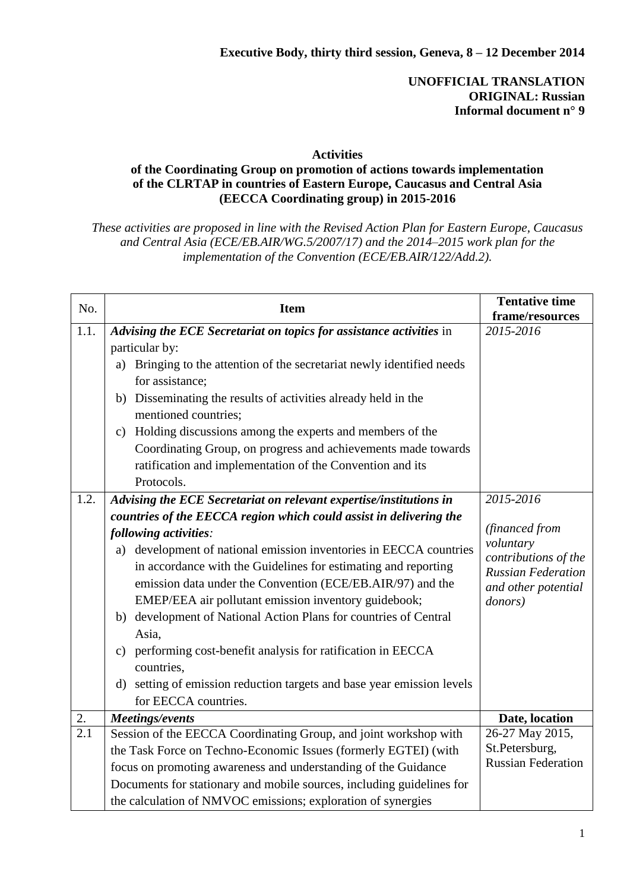**Executive Body, thirty third session, Geneva, 8 – 12 December 2014**

**UNOFFICIAL TRANSLATION**
**ORIGINAL: Russian**
**Informal document n° 9**

**Activities**
**of the Coordinating Group on promotion of actions towards implementation of the CLRTAP in countries of Eastern Europe, Caucasus and Central Asia (EECCA Coordinating group) in 2015-2016**

*These activities are proposed in line with the Revised Action Plan for Eastern Europe, Caucasus and Central Asia (ECE/EB.AIR/WG.5/2007/17) and the 2014–2015 work plan for the implementation of the Convention (ECE/EB.AIR/122/Add.2).*

| No. | Item | Tentative time frame/resources |
|---|---|---|
| 1.1. | ***Advising the ECE Secretariat on topics for assistance activities*** in particular by:<br>a) Bringing to the attention of the secretariat newly identified needs for assistance;<br>b) Disseminating the results of activities already held in the mentioned countries;<br>c) Holding discussions among the experts and members of the Coordinating Group, on progress and achievements made towards ratification and implementation of the Convention and its Protocols. | *2015-2016* |
| 1.2. | ***Advising the ECE Secretariat on relevant expertise/institutions in countries of the EECCA region which could assist in delivering the following activities:***<br>a) development of national emission inventories in EECCA countries in accordance with the Guidelines for estimating and reporting emission data under the Convention (ECE/EB.AIR/97) and the EMEP/EEA air pollutant emission inventory guidebook;<br>b) development of National Action Plans for countries of Central Asia,<br>c) performing cost-benefit analysis for ratification in EECCA countries,<br>d) setting of emission reduction targets and base year emission levels for EECCA countries. | *2015-2016*<br><br>*(financed from voluntary contributions of the Russian Federation and other potential donors)* |
| 2. | ***Meetings/events*** | **Date, location** |
| 2.1 | Session of the EECCA Coordinating Group, and joint workshop with the Task Force on Techno-Economic Issues (formerly EGTEI) (with focus on promoting awareness and understanding of the Guidance Documents for stationary and mobile sources, including guidelines for the calculation of NMVOC emissions; exploration of synergies | 26-27 May 2015, St.Petersburg, Russian Federation |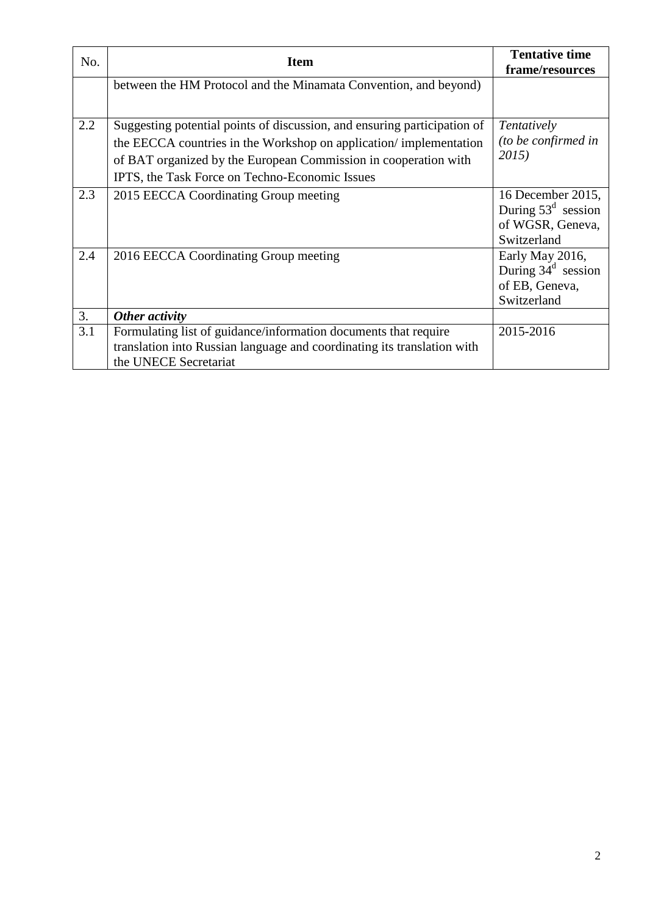| No. | Item | Tentative time frame/resources |
|---|---|---|
| | between the HM Protocol and the Minamata Convention, and beyond) | |
| 2.2 | Suggesting potential points of discussion, and ensuring participation of the EECCA countries in the Workshop on application/ implementation of BAT organized by the European Commission in cooperation with IPTS, the Task Force on Techno-Economic Issues | *Tentatively (to be confirmed in 2015)* |
| 2.3 | 2015 EECCA Coordinating Group meeting | 16 December 2015, During 53[d] session of WGSR, Geneva, Switzerland |
| 2.4 | 2016 EECCA Coordinating Group meeting | Early May 2016, During 34[d] session of EB, Geneva, Switzerland |
| 3. | ***Other activity*** | |
| 3.1 | Formulating list of guidance/information documents that require translation into Russian language and coordinating its translation with the UNECE Secretariat | 2015-2016 |